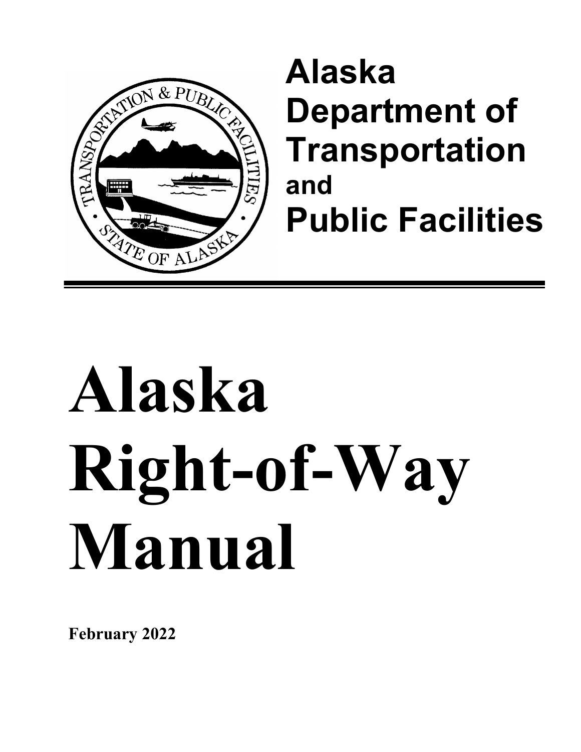**Alaska Department of Transportation and Public Facilities**

# Alaska Right-of-Way Manual

**February 2022**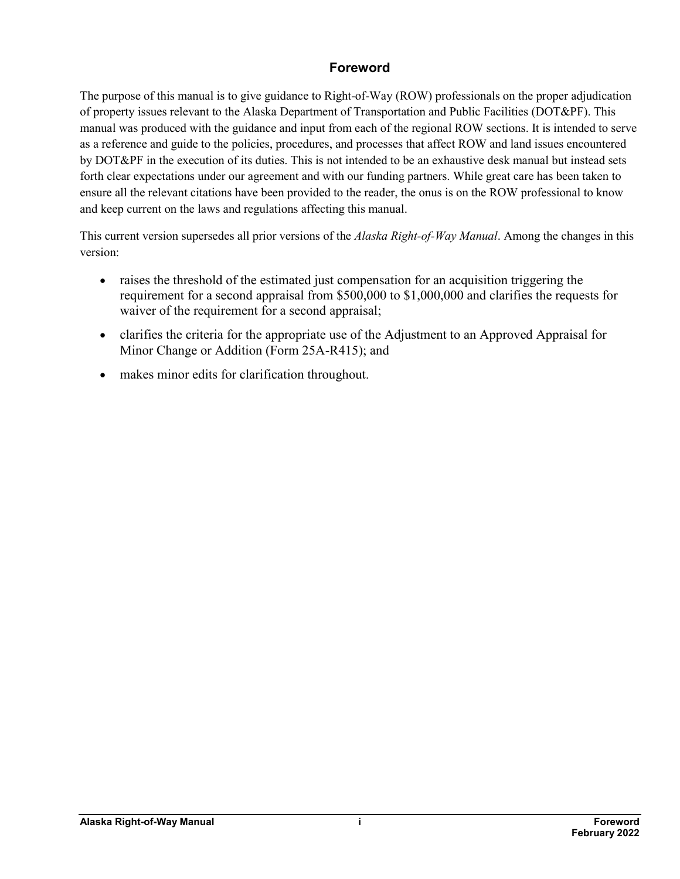## Foreword

The purpose of this manual is to give guidance to Right-of-Way (ROW) professionals on the proper adjudication of property issues relevant to the Alaska Department of Transportation and Public Facilities (DOT&PF). This manual was produced with the guidance and input from each of the regional ROW sections. It is intended to serve as a reference and guide to the policies, procedures, and processes that affect ROW and land issues encountered by DOT&PF in the execution of its duties. This is not intended to be an exhaustive desk manual but instead sets forth clear expectations under our agreement and with our funding partners. While great care has been taken to ensure all the relevant citations have been provided to the reader, the onus is on the ROW professional to know and keep current on the laws and regulations affecting this manual.

This current version supersedes all prior versions of the *Alaska Right-of-Way Manual*. Among the changes in this version:

- raises the threshold of the estimated just compensation for an acquisition triggering the requirement for a second appraisal from $500,000 to $1,000,000 and clarifies the requests for waiver of the requirement for a second appraisal;
- clarifies the criteria for the appropriate use of the Adjustment to an Approved Appraisal for Minor Change or Addition (Form 25A-R415); and
- makes minor edits for clarification throughout.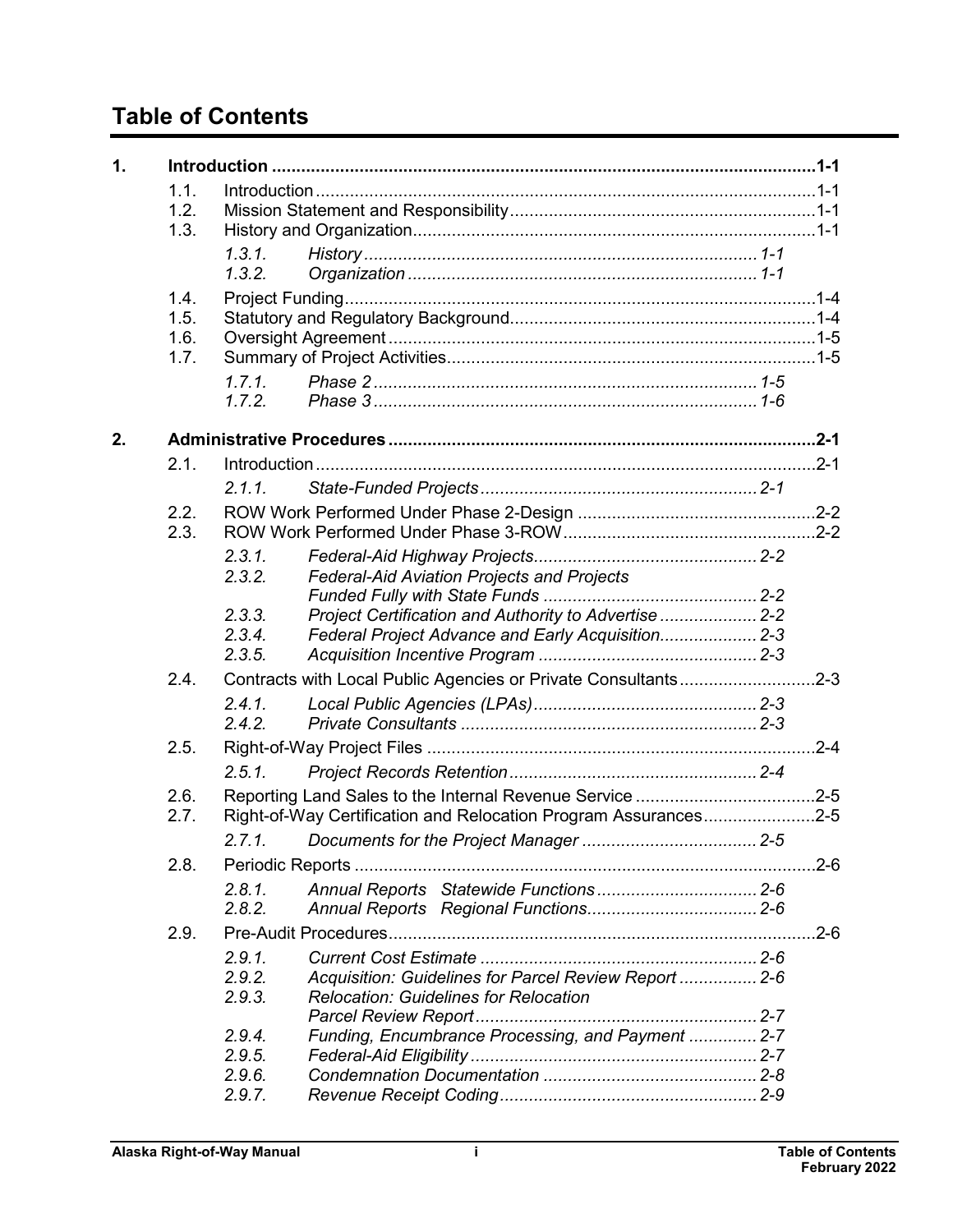# Table of Contents

**1. Introduction .................................................................................................................1-1**

- 1.1. Introduction ........................................................................................................1-1
- 1.2. Mission Statement and Responsibility ...............................................................1-1
- 1.3. History and Organization ...................................................................................1-1
  - *1.3.1. History ................................................................................ 1-1*
  - *1.3.2. Organization ....................................................................... 1-1*
- 1.4. Project Funding ..................................................................................................1-4
- 1.5. Statutory and Regulatory Background ...............................................................1-4
- 1.6. Oversight Agreement .........................................................................................1-5
- 1.7. Summary of Project Activities ............................................................................1-5
  - *1.7.1. Phase 2 ............................................................................... 1-5*
  - *1.7.2. Phase 3 ............................................................................... 1-6*

**2. Administrative Procedures .........................................................................................2-1**

- 2.1. Introduction ........................................................................................................2-1
  - *2.1.1. State-Funded Projects ......................................................... 2-1*
- 2.2. ROW Work Performed Under Phase 2-Design ..................................................2-2
- 2.3. ROW Work Performed Under Phase 3-ROW .....................................................2-2
  - *2.3.1. Federal-Aid Highway Projects.............................................. 2-2*
  - *2.3.2. Federal-Aid Aviation Projects and Projects Funded Fully with State Funds ............................................ 2-2*
  - *2.3.3. Project Certification and Authority to Advertise .................... 2-2*
  - *2.3.4. Federal Project Advance and Early Acquisition.................... 2-3*
  - *2.3.5. Acquisition Incentive Program ............................................. 2-3*
- 2.4. Contracts with Local Public Agencies or Private Consultants ............................2-3
  - *2.4.1. Local Public Agencies (LPAs) .............................................. 2-3*
  - *2.4.2. Private Consultants ............................................................. 2-3*
- 2.5. Right-of-Way Project Files .................................................................................2-4
  - *2.5.1. Project Records Retention ................................................... 2-4*
- 2.6. Reporting Land Sales to the Internal Revenue Service .....................................2-5
- 2.7. Right-of-Way Certification and Relocation Program Assurances .......................2-5
  - *2.7.1. Documents for the Project Manager .................................... 2-5*
- 2.8. Periodic Reports ................................................................................................2-6
  - *2.8.1. Annual Reports Statewide Functions .................................. 2-6*
  - *2.8.2. Annual Reports Regional Functions.................................... 2-6*
- 2.9. Pre-Audit Procedures .........................................................................................2-6
  - *2.9.1. Current Cost Estimate ......................................................... 2-6*
  - *2.9.2. Acquisition: Guidelines for Parcel Review Report ................ 2-6*
  - *2.9.3. Relocation: Guidelines for Relocation Parcel Review Report .......................................................... 2-7*
  - *2.9.4. Funding, Encumbrance Processing, and Payment .............. 2-7*
  - *2.9.5. Federal-Aid Eligibility ........................................................... 2-7*
  - *2.9.6. Condemnation Documentation ............................................ 2-8*
  - *2.9.7. Revenue Receipt Coding ..................................................... 2-9*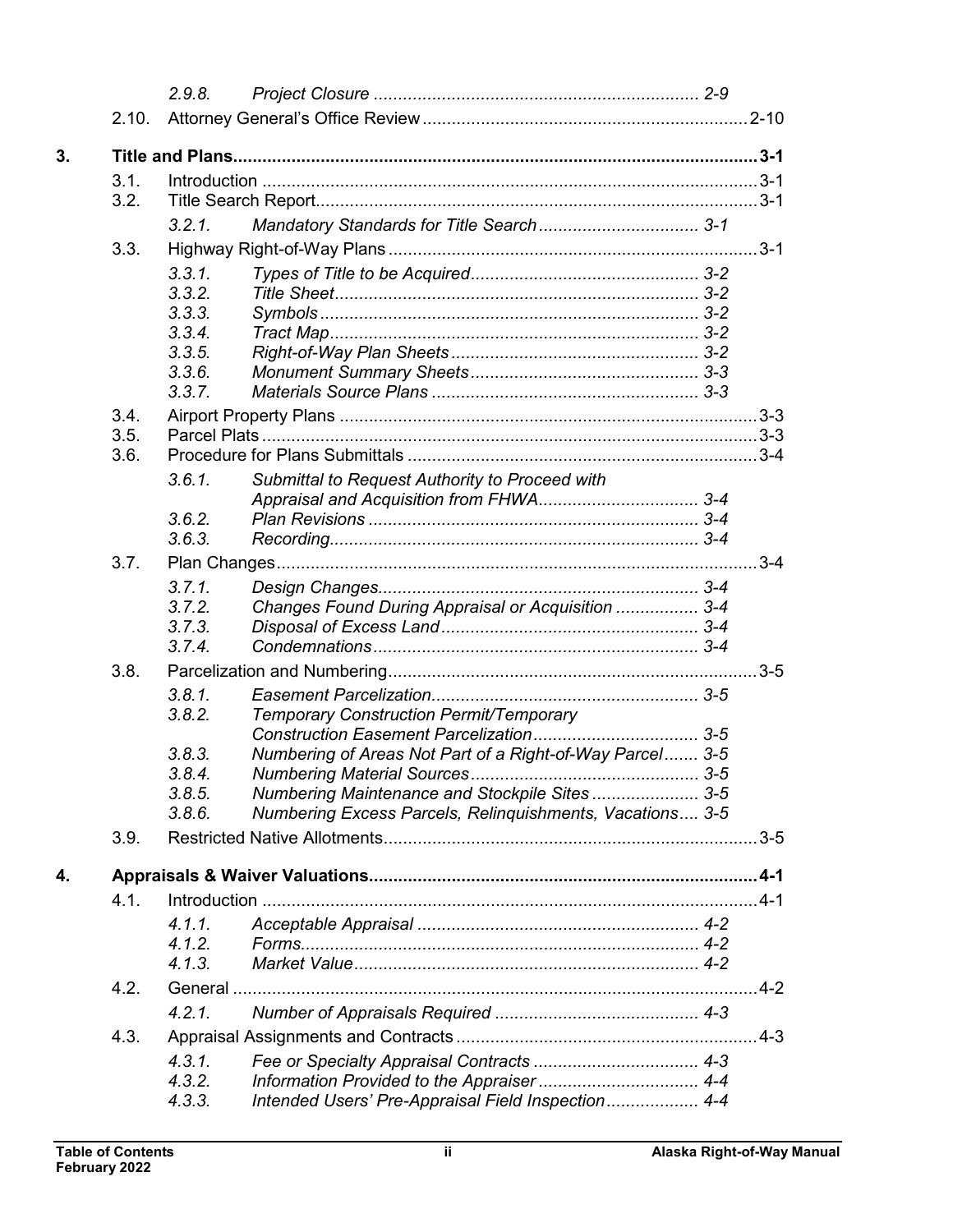2.9.8. *Project Closure* ........ 2-9

2.10. Attorney General's Office Review ........ 2-10

**3. Title and Plans ........ 3-1**

3.1. Introduction ........ 3-1

3.2. Title Search Report ........ 3-1

3.2.1. *Mandatory Standards for Title Search* ........ 3-1

3.3. Highway Right-of-Way Plans ........ 3-1

3.3.1. *Types of Title to be Acquired* ........ 3-2

3.3.2. *Title Sheet* ........ 3-2

3.3.3. *Symbols* ........ 3-2

3.3.4. *Tract Map* ........ 3-2

3.3.5. *Right-of-Way Plan Sheets* ........ 3-2

3.3.6. *Monument Summary Sheets* ........ 3-3

3.3.7. *Materials Source Plans* ........ 3-3

3.4. Airport Property Plans ........ 3-3

3.5. Parcel Plats ........ 3-3

3.6. Procedure for Plans Submittals ........ 3-4

3.6.1. *Submittal to Request Authority to Proceed with Appraisal and Acquisition from FHWA* ........ 3-4

3.6.2. *Plan Revisions* ........ 3-4

3.6.3. *Recording* ........ 3-4

3.7. Plan Changes ........ 3-4

3.7.1. *Design Changes* ........ 3-4

3.7.2. *Changes Found During Appraisal or Acquisition* ........ 3-4

3.7.3. *Disposal of Excess Land* ........ 3-4

3.7.4. *Condemnations* ........ 3-4

3.8. Parcelization and Numbering ........ 3-5

3.8.1. *Easement Parcelization* ........ 3-5

3.8.2. *Temporary Construction Permit/Temporary Construction Easement Parcelization* ........ 3-5

3.8.3. *Numbering of Areas Not Part of a Right-of-Way Parcel* ........ 3-5

3.8.4. *Numbering Material Sources* ........ 3-5

3.8.5. *Numbering Maintenance and Stockpile Sites* ........ 3-5

3.8.6. *Numbering Excess Parcels, Relinquishments, Vacations* ........ 3-5

3.9. Restricted Native Allotments ........ 3-5

**4. Appraisals & Waiver Valuations ........ 4-1**

4.1. Introduction ........ 4-1

4.1.1. *Acceptable Appraisal* ........ 4-2

4.1.2. *Forms* ........ 4-2

4.1.3. *Market Value* ........ 4-2

4.2. General ........ 4-2

4.2.1. *Number of Appraisals Required* ........ 4-3

4.3. Appraisal Assignments and Contracts ........ 4-3

4.3.1. *Fee or Specialty Appraisal Contracts* ........ 4-3

4.3.2. *Information Provided to the Appraiser* ........ 4-4

4.3.3. *Intended Users' Pre-Appraisal Field Inspection* ........ 4-4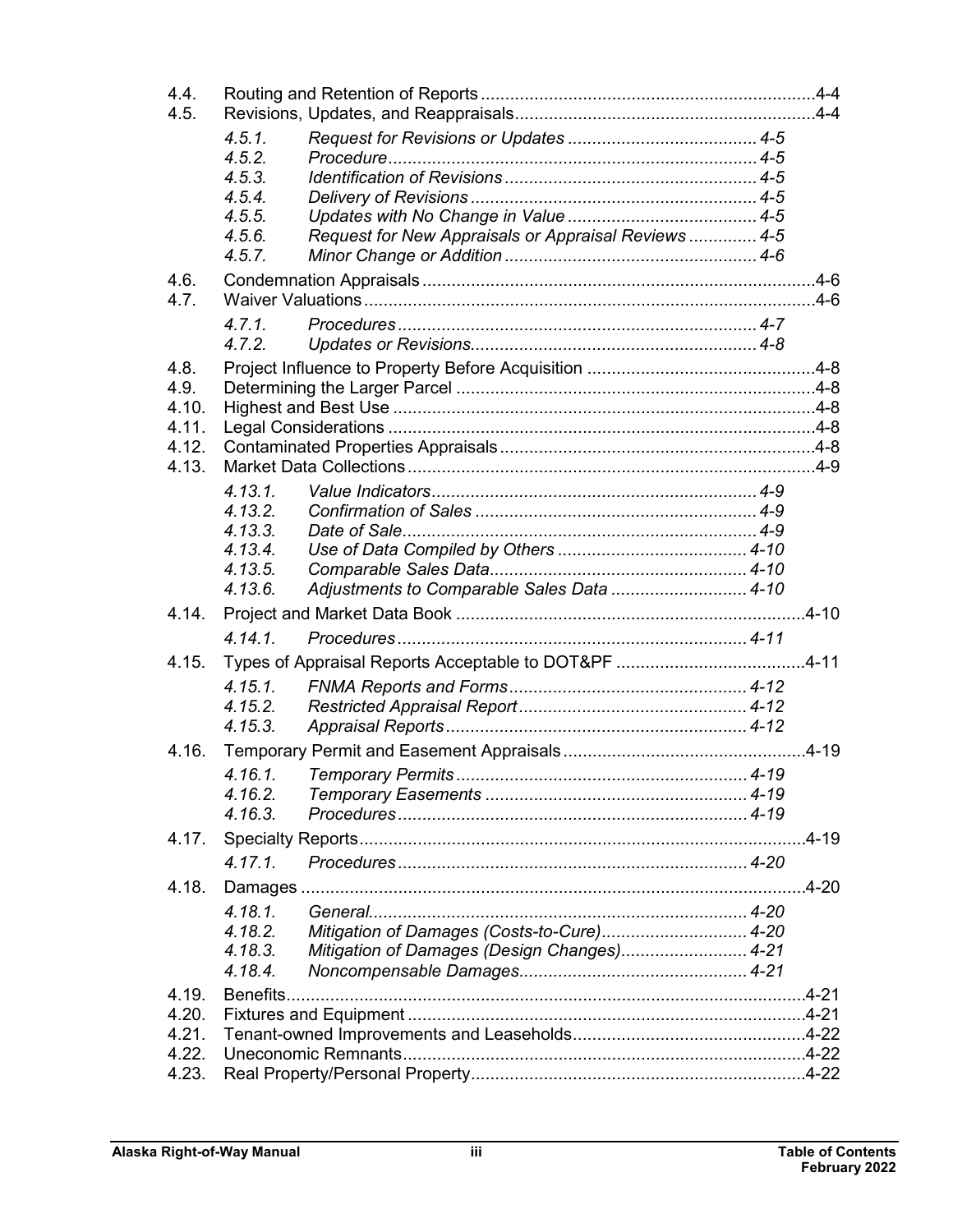| | | |
|---|---|---|
| 4.4. | Routing and Retention of Reports | 4-4 |
| 4.5. | Revisions, Updates, and Reappraisals | 4-4 |
| | *4.5.1. Request for Revisions or Updates* | *4-5* |
| | *4.5.2. Procedure* | *4-5* |
| | *4.5.3. Identification of Revisions* | *4-5* |
| | *4.5.4. Delivery of Revisions* | *4-5* |
| | *4.5.5. Updates with No Change in Value* | *4-5* |
| | *4.5.6. Request for New Appraisals or Appraisal Reviews* | *4-5* |
| | *4.5.7. Minor Change or Addition* | *4-6* |
| 4.6. | Condemnation Appraisals | 4-6 |
| 4.7. | Waiver Valuations | 4-6 |
| | *4.7.1. Procedures* | *4-7* |
| | *4.7.2. Updates or Revisions* | *4-8* |
| 4.8. | Project Influence to Property Before Acquisition | 4-8 |
| 4.9. | Determining the Larger Parcel | 4-8 |
| 4.10. | Highest and Best Use | 4-8 |
| 4.11. | Legal Considerations | 4-8 |
| 4.12. | Contaminated Properties Appraisals | 4-8 |
| 4.13. | Market Data Collections | 4-9 |
| | *4.13.1. Value Indicators* | *4-9* |
| | *4.13.2. Confirmation of Sales* | *4-9* |
| | *4.13.3. Date of Sale* | *4-9* |
| | *4.13.4. Use of Data Compiled by Others* | *4-10* |
| | *4.13.5. Comparable Sales Data* | *4-10* |
| | *4.13.6. Adjustments to Comparable Sales Data* | *4-10* |
| 4.14. | Project and Market Data Book | 4-10 |
| | *4.14.1. Procedures* | *4-11* |
| 4.15. | Types of Appraisal Reports Acceptable to DOT&PF | 4-11 |
| | *4.15.1. FNMA Reports and Forms* | *4-12* |
| | *4.15.2. Restricted Appraisal Report* | *4-12* |
| | *4.15.3. Appraisal Reports* | *4-12* |
| 4.16. | Temporary Permit and Easement Appraisals | 4-19 |
| | *4.16.1. Temporary Permits* | *4-19* |
| | *4.16.2. Temporary Easements* | *4-19* |
| | *4.16.3. Procedures* | *4-19* |
| 4.17. | Specialty Reports | 4-19 |
| | *4.17.1. Procedures* | *4-20* |
| 4.18. | Damages | 4-20 |
| | *4.18.1. General* | *4-20* |
| | *4.18.2. Mitigation of Damages (Costs-to-Cure)* | *4-20* |
| | *4.18.3. Mitigation of Damages (Design Changes)* | *4-21* |
| | *4.18.4. Noncompensable Damages* | *4-21* |
| 4.19. | Benefits | 4-21 |
| 4.20. | Fixtures and Equipment | 4-21 |
| 4.21. | Tenant-owned Improvements and Leaseholds | 4-22 |
| 4.22. | Uneconomic Remnants | 4-22 |
| 4.23. | Real Property/Personal Property | 4-22 |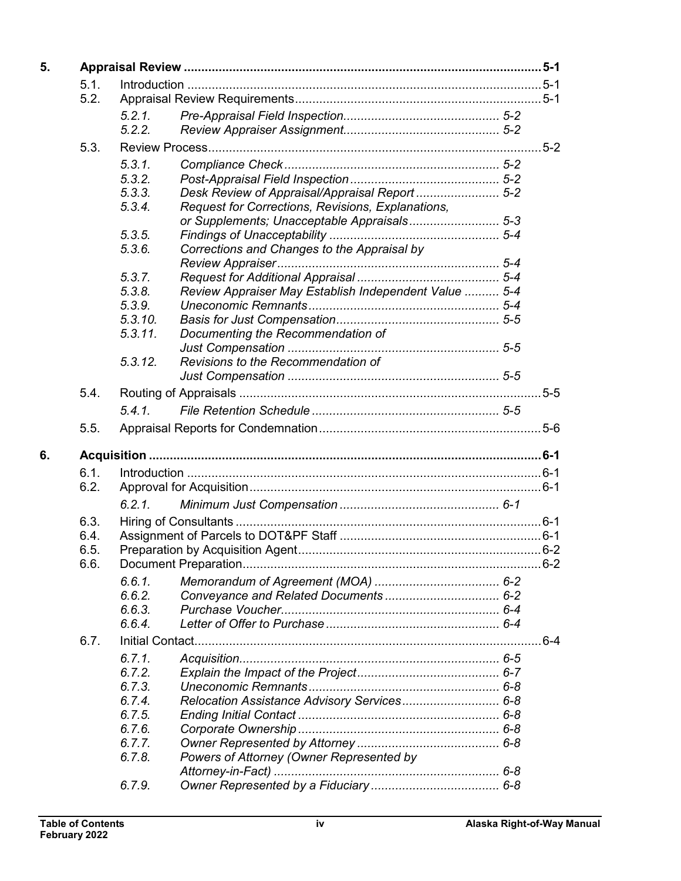| | | | |
|---|---|---|---|
| **5.** | **Appraisal Review** | | **5-1** |
| 5.1. | Introduction | | 5-1 |
| 5.2. | Appraisal Review Requirements | | 5-1 |
| | *5.2.1.* | *Pre-Appraisal Field Inspection* | *5-2* |
| | *5.2.2.* | *Review Appraiser Assignment* | *5-2* |
| 5.3. | Review Process | | 5-2 |
| | *5.3.1.* | *Compliance Check* | *5-2* |
| | *5.3.2.* | *Post-Appraisal Field Inspection* | *5-2* |
| | *5.3.3.* | *Desk Review of Appraisal/Appraisal Report* | *5-2* |
| | *5.3.4.* | *Request for Corrections, Revisions, Explanations, or Supplements; Unacceptable Appraisals* | *5-3* |
| | *5.3.5.* | *Findings of Unacceptability* | *5-4* |
| | *5.3.6.* | *Corrections and Changes to the Appraisal by Review Appraiser* | *5-4* |
| | *5.3.7.* | *Request for Additional Appraisal* | *5-4* |
| | *5.3.8.* | *Review Appraiser May Establish Independent Value* | *5-4* |
| | *5.3.9.* | *Uneconomic Remnants* | *5-4* |
| | *5.3.10.* | *Basis for Just Compensation* | *5-5* |
| | *5.3.11.* | *Documenting the Recommendation of Just Compensation* | *5-5* |
| | *5.3.12.* | *Revisions to the Recommendation of Just Compensation* | *5-5* |
| 5.4. | Routing of Appraisals | | 5-5 |
| | *5.4.1.* | *File Retention Schedule* | *5-5* |
| 5.5. | Appraisal Reports for Condemnation | | 5-6 |
| **6.** | **Acquisition** | | **6-1** |
| 6.1. | Introduction | | 6-1 |
| 6.2. | Approval for Acquisition | | 6-1 |
| | *6.2.1.* | *Minimum Just Compensation* | *6-1* |
| 6.3. | Hiring of Consultants | | 6-1 |
| 6.4. | Assignment of Parcels to DOT&PF Staff | | 6-1 |
| 6.5. | Preparation by Acquisition Agent | | 6-2 |
| 6.6. | Document Preparation | | 6-2 |
| | *6.6.1.* | *Memorandum of Agreement (MOA)* | *6-2* |
| | *6.6.2.* | *Conveyance and Related Documents* | *6-2* |
| | *6.6.3.* | *Purchase Voucher* | *6-4* |
| | *6.6.4.* | *Letter of Offer to Purchase* | *6-4* |
| 6.7. | Initial Contact | | 6-4 |
| | *6.7.1.* | *Acquisition* | *6-5* |
| | *6.7.2.* | *Explain the Impact of the Project* | *6-7* |
| | *6.7.3.* | *Uneconomic Remnants* | *6-8* |
| | *6.7.4.* | *Relocation Assistance Advisory Services* | *6-8* |
| | *6.7.5.* | *Ending Initial Contact* | *6-8* |
| | *6.7.6.* | *Corporate Ownership* | *6-8* |
| | *6.7.7.* | *Owner Represented by Attorney* | *6-8* |
| | *6.7.8.* | *Powers of Attorney (Owner Represented by Attorney-in-Fact)* | *6-8* |
| | *6.7.9.* | *Owner Represented by a Fiduciary* | *6-8* |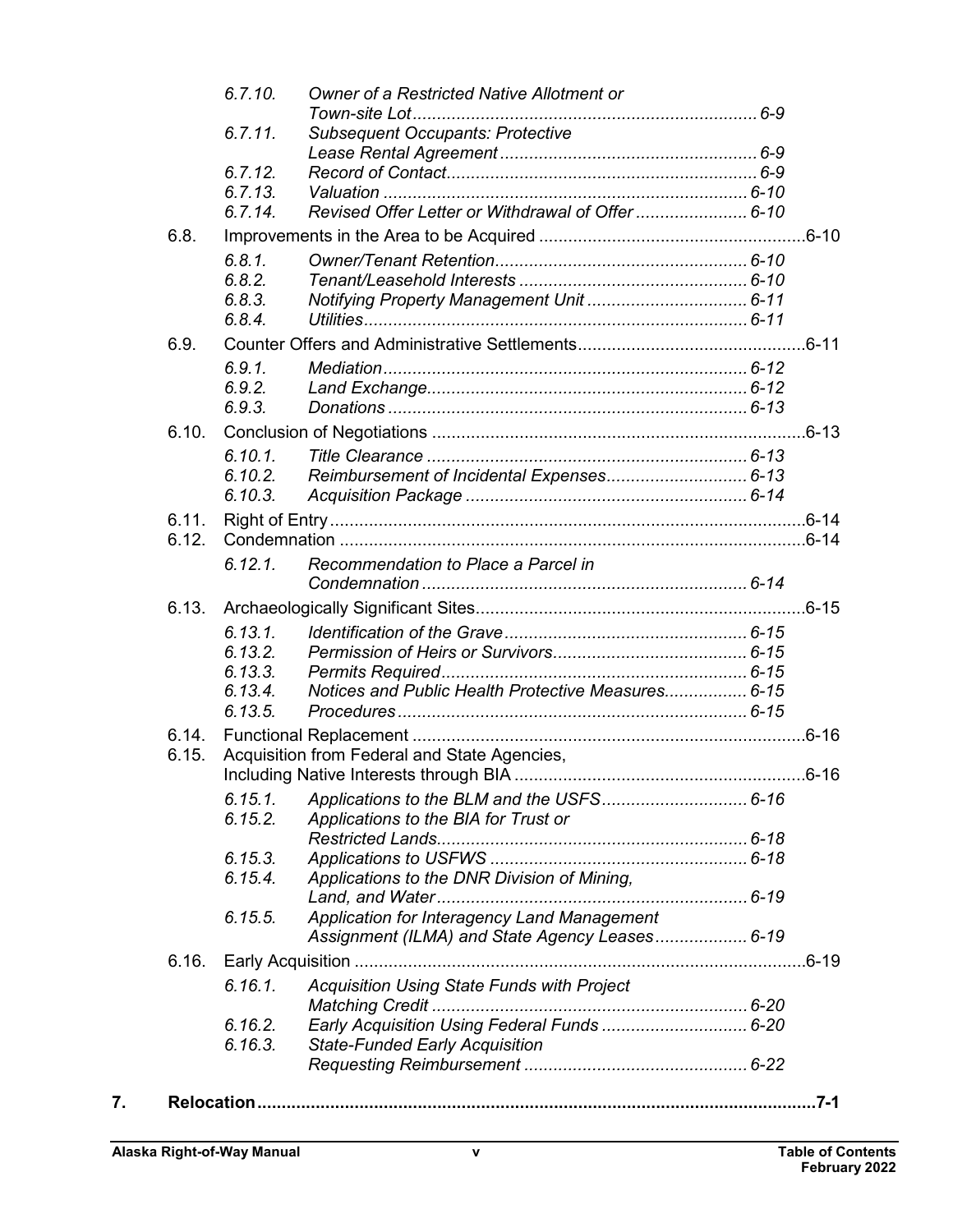- *6.7.10. Owner of a Restricted Native Allotment or Town-site Lot ........ 6-9*
- *6.7.11. Subsequent Occupants: Protective Lease Rental Agreement ........ 6-9*
- *6.7.12. Record of Contact ........ 6-9*
- *6.7.13. Valuation ........ 6-10*
- *6.7.14. Revised Offer Letter or Withdrawal of Offer ........ 6-10*

6.8. Improvements in the Area to be Acquired ........ 6-10

- *6.8.1. Owner/Tenant Retention ........ 6-10*
- *6.8.2. Tenant/Leasehold Interests ........ 6-10*
- *6.8.3. Notifying Property Management Unit ........ 6-11*
- *6.8.4. Utilities ........ 6-11*

6.9. Counter Offers and Administrative Settlements ........ 6-11

- *6.9.1. Mediation ........ 6-12*
- *6.9.2. Land Exchange ........ 6-12*
- *6.9.3. Donations ........ 6-13*

6.10. Conclusion of Negotiations ........ 6-13

- *6.10.1. Title Clearance ........ 6-13*
- *6.10.2. Reimbursement of Incidental Expenses ........ 6-13*
- *6.10.3. Acquisition Package ........ 6-14*

6.11. Right of Entry ........ 6-14

6.12. Condemnation ........ 6-14

- *6.12.1. Recommendation to Place a Parcel in Condemnation ........ 6-14*

6.13. Archaeologically Significant Sites ........ 6-15

- *6.13.1. Identification of the Grave ........ 6-15*
- *6.13.2. Permission of Heirs or Survivors ........ 6-15*
- *6.13.3. Permits Required ........ 6-15*
- *6.13.4. Notices and Public Health Protective Measures ........ 6-15*
- *6.13.5. Procedures ........ 6-15*

6.14. Functional Replacement ........ 6-16

6.15. Acquisition from Federal and State Agencies, Including Native Interests through BIA ........ 6-16

- *6.15.1. Applications to the BLM and the USFS ........ 6-16*
- *6.15.2. Applications to the BIA for Trust or Restricted Lands ........ 6-18*
- *6.15.3. Applications to USFWS ........ 6-18*
- *6.15.4. Applications to the DNR Division of Mining, Land, and Water ........ 6-19*
- *6.15.5. Application for Interagency Land Management Assignment (ILMA) and State Agency Leases ........ 6-19*

6.16. Early Acquisition ........ 6-19

- *6.16.1. Acquisition Using State Funds with Project Matching Credit ........ 6-20*
- *6.16.2. Early Acquisition Using Federal Funds ........ 6-20*
- *6.16.3. State-Funded Early Acquisition Requesting Reimbursement ........ 6-22*

**7. Relocation ........ 7-1**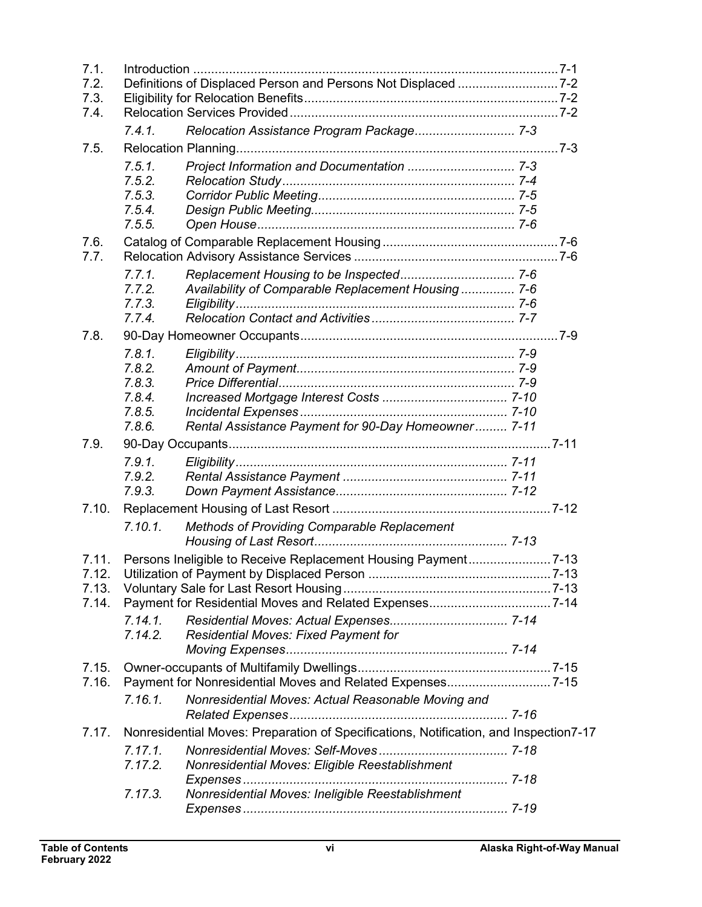7.1. Introduction ......................................................................................................7-1
7.2. Definitions of Displaced Person and Persons Not Displaced ............................7-2
7.3. Eligibility for Relocation Benefits.......................................................................7-2
7.4. Relocation Services Provided...........................................................................7-2

*7.4.1. Relocation Assistance Program Package............................ 7-3*

7.5. Relocation Planning..........................................................................................7-3

*7.5.1. Project Information and Documentation .............................. 7-3*
*7.5.2. Relocation Study................................................................ 7-4*
*7.5.3. Corridor Public Meeting...................................................... 7-5*
*7.5.4. Design Public Meeting........................................................ 7-5*
*7.5.5. Open House....................................................................... 7-6*

7.6. Catalog of Comparable Replacement Housing.................................................7-6
7.7. Relocation Advisory Assistance Services .........................................................7-6

*7.7.1. Replacement Housing to be Inspected................................ 7-6*
*7.7.2. Availability of Comparable Replacement Housing ............... 7-6*
*7.7.3. Eligibility............................................................................. 7-6*
*7.7.4. Relocation Contact and Activities........................................ 7-7*

7.8. 90-Day Homeowner Occupants........................................................................7-9

*7.8.1. Eligibility............................................................................. 7-9*
*7.8.2. Amount of Payment............................................................ 7-9*
*7.8.3. Price Differential................................................................. 7-9*
*7.8.4. Increased Mortgage Interest Costs ................................... 7-10*
*7.8.5. Incidental Expenses......................................................... 7-10*
*7.8.6. Rental Assistance Payment for 90-Day Homeowner......... 7-11*

7.9. 90-Day Occupants..........................................................................................7-11

*7.9.1. Eligibility........................................................................... 7-11*
*7.9.2. Rental Assistance Payment .............................................. 7-11*
*7.9.3. Down Payment Assistance................................................ 7-12*

7.10. Replacement Housing of Last Resort .............................................................7-12

*7.10.1. Methods of Providing Comparable Replacement Housing of Last Resort..................................................... 7-13*

7.11. Persons Ineligible to Receive Replacement Housing Payment.......................7-13
7.12. Utilization of Payment by Displaced Person ...................................................7-13
7.13. Voluntary Sale for Last Resort Housing..........................................................7-13
7.14. Payment for Residential Moves and Related Expenses..................................7-14

*7.14.1. Residential Moves: Actual Expenses................................. 7-14*
*7.14.2. Residential Moves: Fixed Payment for Moving Expenses............................................................. 7-14*

7.15. Owner-occupants of Multifamily Dwellings......................................................7-15
7.16. Payment for Nonresidential Moves and Related Expenses.............................7-15

*7.16.1. Nonresidential Moves: Actual Reasonable Moving and Related Expenses............................................................. 7-16*

7.17. Nonresidential Moves: Preparation of Specifications, Notification, and Inspection7-17

*7.17.1. Nonresidential Moves: Self-Moves.................................... 7-18*
*7.17.2. Nonresidential Moves: Eligible Reestablishment Expenses.......................................................................... 7-18*
*7.17.3. Nonresidential Moves: Ineligible Reestablishment Expenses.......................................................................... 7-19*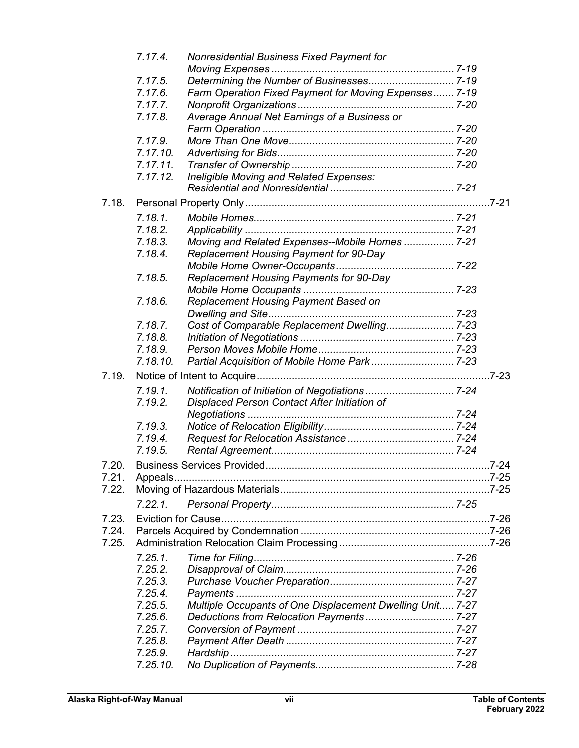- *7.17.4. Nonresidential Business Fixed Payment for Moving Expenses ............................................................. 7-19*
- *7.17.5. Determining the Number of Businesses............................ 7-19*
- *7.17.6. Farm Operation Fixed Payment for Moving Expenses ....... 7-19*
- *7.17.7. Nonprofit Organizations .................................................... 7-20*
- *7.17.8. Average Annual Net Earnings of a Business or Farm Operation ................................................................ 7-20*
- *7.17.9. More Than One Move ....................................................... 7-20*
- *7.17.10. Advertising for Bids........................................................... 7-20*
- *7.17.11. Transfer of Ownership ...................................................... 7-20*
- *7.17.12. Ineligible Moving and Related Expenses: Residential and Nonresidential .......................................... 7-21*

7.18. Personal Property Only...................................................................................7-21

- *7.18.1. Mobile Homes.................................................................... 7-21*
- *7.18.2. Applicability ...................................................................... 7-21*
- *7.18.3. Moving and Related Expenses--Mobile Homes ................. 7-21*
- *7.18.4. Replacement Housing Payment for 90-Day Mobile Home Owner-Occupants........................................ 7-22*
- *7.18.5. Replacement Housing Payments for 90-Day Mobile Home Occupants ................................................... 7-23*
- *7.18.6. Replacement Housing Payment Based on Dwelling and Site.............................................................. 7-23*
- *7.18.7. Cost of Comparable Replacement Dwelling....................... 7-23*
- *7.18.8. Initiation of Negotiations .................................................... 7-23*
- *7.18.9. Person Moves Mobile Home.............................................. 7-23*
- *7.18.10. Partial Acquisition of Mobile Home Park ........................... 7-23*

7.19. Notice of Intent to Acquire...............................................................................7-23

- *7.19.1. Notification of Initiation of Negotiations ............................. 7-24*
- *7.19.2. Displaced Person Contact After Initiation of Negotiations ..................................................................... 7-24*
- *7.19.3. Notice of Relocation Eligibility........................................... 7-24*
- *7.19.4. Request for Relocation Assistance .................................... 7-24*
- *7.19.5. Rental Agreement............................................................. 7-24*

7.20. Business Services Provided............................................................................7-24

7.21. Appeals...........................................................................................................7-25

7.22. Moving of Hazardous Materials.......................................................................7-25

- *7.22.1. Personal Property............................................................. 7-25*

7.23. Eviction for Cause...........................................................................................7-26

7.24. Parcels Acquired by Condemnation ................................................................7-26

7.25. Administration Relocation Claim Processing ..................................................7-26

- *7.25.1. Time for Filing................................................................... 7-26*
- *7.25.2. Disapproval of Claim......................................................... 7-26*
- *7.25.3. Purchase Voucher Preparation.......................................... 7-27*
- *7.25.4. Payments ......................................................................... 7-27*
- *7.25.5. Multiple Occupants of One Displacement Dwelling Unit..... 7-27*
- *7.25.6. Deductions from Relocation Payments .............................. 7-27*
- *7.25.7. Conversion of Payment .................................................... 7-27*
- *7.25.8. Payment After Death ........................................................ 7-27*
- *7.25.9. Hardship........................................................................... 7-27*
- *7.25.10. No Duplication of Payments.............................................. 7-28*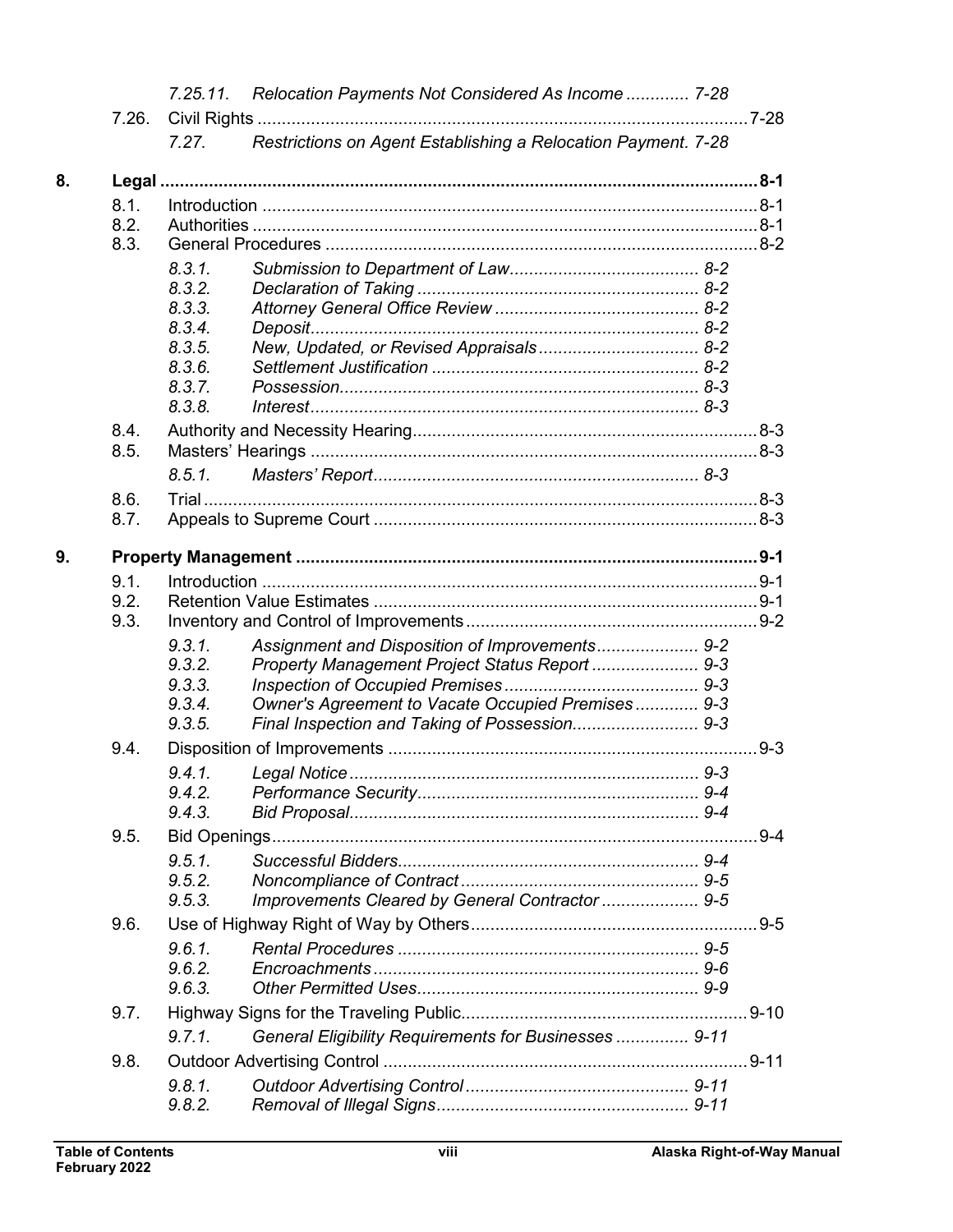*7.25.11. Relocation Payments Not Considered As Income ............. 7-28*

7.26. Civil Rights ....................................................................................................7-28

*7.27. Restrictions on Agent Establishing a Relocation Payment. 7-28*

**8. Legal ..........................................................................................................................8-1**

8.1. Introduction ......................................................................................................8-1
8.2. Authorities ........................................................................................................8-1
8.3. General Procedures .........................................................................................8-2

*8.3.1. Submission to Department of Law....................................... 8-2*
*8.3.2. Declaration of Taking ......................................................... 8-2*
*8.3.3. Attorney General Office Review .......................................... 8-2*
*8.3.4. Deposit............................................................................... 8-2*
*8.3.5. New, Updated, or Revised Appraisals................................. 8-2*
*8.3.6. Settlement Justification ....................................................... 8-2*
*8.3.7. Possession......................................................................... 8-3*
*8.3.8. Interest............................................................................... 8-3*

8.4. Authority and Necessity Hearing.......................................................................8-3
8.5. Masters' Hearings ............................................................................................8-3

*8.5.1. Masters' Report.................................................................. 8-3*

8.6. Trial ..................................................................................................................8-3
8.7. Appeals to Supreme Court ...............................................................................8-3

**9. Property Management ................................................................................................9-1**

9.1. Introduction ......................................................................................................9-1
9.2. Retention Value Estimates ...............................................................................9-1
9.3. Inventory and Control of Improvements ...........................................................9-2

*9.3.1. Assignment and Disposition of Improvements..................... 9-2*
*9.3.2. Property Management Project Status Report ...................... 9-3*
*9.3.3. Inspection of Occupied Premises........................................ 9-3*
*9.3.4. Owner's Agreement to Vacate Occupied Premises............. 9-3*
*9.3.5. Final Inspection and Taking of Possession.......................... 9-3*

9.4. Disposition of Improvements ............................................................................9-3

*9.4.1. Legal Notice....................................................................... 9-3*
*9.4.2. Performance Security......................................................... 9-4*
*9.4.3. Bid Proposal...................................................................... 9-4*

9.5. Bid Openings....................................................................................................9-4

*9.5.1. Successful Bidders............................................................. 9-4*
*9.5.2. Noncompliance of Contract ................................................ 9-5*
*9.5.3. Improvements Cleared by General Contractor .................... 9-5*

9.6. Use of Highway Right of Way by Others...........................................................9-5

*9.6.1. Rental Procedures ............................................................. 9-5*
*9.6.2. Encroachments.................................................................. 9-6*
*9.6.3. Other Permitted Uses......................................................... 9-9*

9.7. Highway Signs for the Traveling Public...........................................................9-10

*9.7.1. General Eligibility Requirements for Businesses ............... 9-11*

9.8. Outdoor Advertising Control ...........................................................................9-11

*9.8.1. Outdoor Advertising Control.............................................. 9-11*
*9.8.2. Removal of Illegal Signs.................................................... 9-11*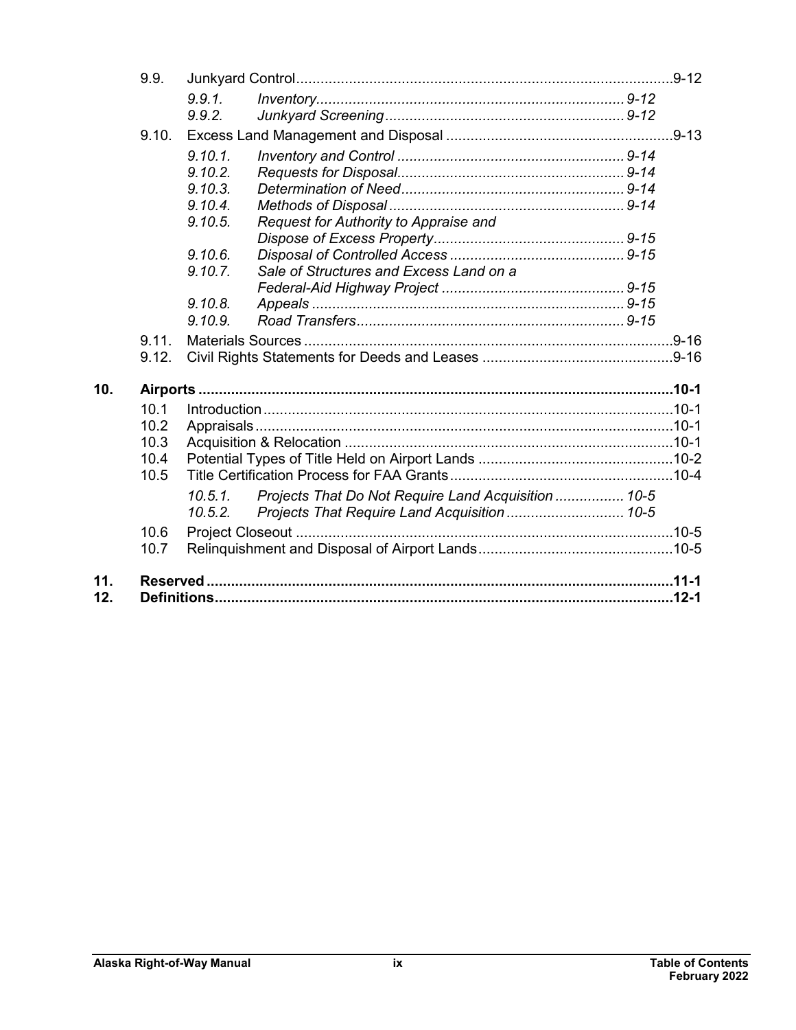- 9.9. Junkyard Control.....9-12
  - *9.9.1. Inventory.....9-12*
  - *9.9.2. Junkyard Screening.....9-12*
- 9.10. Excess Land Management and Disposal.....9-13
  - *9.10.1. Inventory and Control.....9-14*
  - *9.10.2. Requests for Disposal.....9-14*
  - *9.10.3. Determination of Need.....9-14*
  - *9.10.4. Methods of Disposal.....9-14*
  - *9.10.5. Request for Authority to Appraise and Dispose of Excess Property.....9-15*
  - *9.10.6. Disposal of Controlled Access.....9-15*
  - *9.10.7. Sale of Structures and Excess Land on a Federal-Aid Highway Project.....9-15*
  - *9.10.8. Appeals.....9-15*
  - *9.10.9. Road Transfers.....9-15*
- 9.11. Materials Sources.....9-16
- 9.12. Civil Rights Statements for Deeds and Leases.....9-16

**10. Airports.....10-1**

- 10.1 Introduction.....10-1
- 10.2 Appraisals.....10-1
- 10.3 Acquisition & Relocation.....10-1
- 10.4 Potential Types of Title Held on Airport Lands.....10-2
- 10.5 Title Certification Process for FAA Grants.....10-4
  - *10.5.1. Projects That Do Not Require Land Acquisition.....10-5*
  - *10.5.2. Projects That Require Land Acquisition.....10-5*
- 10.6 Project Closeout.....10-5
- 10.7 Relinquishment and Disposal of Airport Lands.....10-5

**11. Reserved.....11-1**

**12. Definitions.....12-1**